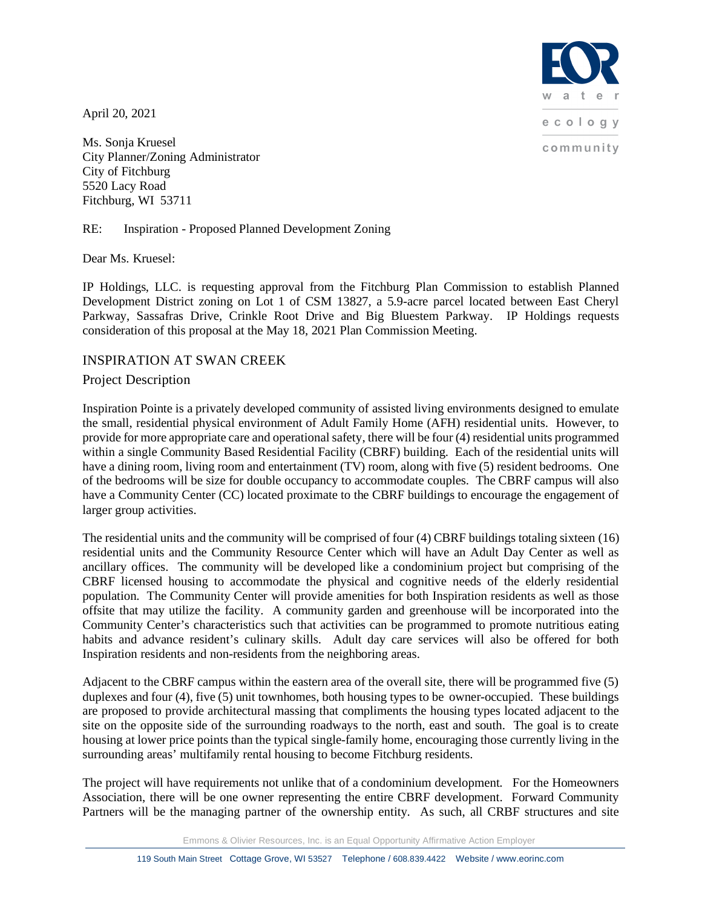April 20, 2021

Ms. Sonja Kruesel
City Planner/Zoning Administrator
City of Fitchburg
5520 Lacy Road
Fitchburg, WI 53711

RE: Inspiration - Proposed Planned Development Zoning

Dear Ms. Kruesel:

IP Holdings, LLC. is requesting approval from the Fitchburg Plan Commission to establish Planned Development District zoning on Lot 1 of CSM 13827, a 5.9-acre parcel located between East Cheryl Parkway, Sassafras Drive, Crinkle Root Drive and Big Bluestem Parkway. IP Holdings requests consideration of this proposal at the May 18, 2021 Plan Commission Meeting.

## INSPIRATION AT SWAN CREEK

### Project Description

Inspiration Pointe is a privately developed community of assisted living environments designed to emulate the small, residential physical environment of Adult Family Home (AFH) residential units. However, to provide for more appropriate care and operational safety, there will be four (4) residential units programmed within a single Community Based Residential Facility (CBRF) building. Each of the residential units will have a dining room, living room and entertainment (TV) room, along with five (5) resident bedrooms. One of the bedrooms will be size for double occupancy to accommodate couples. The CBRF campus will also have a Community Center (CC) located proximate to the CBRF buildings to encourage the engagement of larger group activities.

The residential units and the community will be comprised of four (4) CBRF buildings totaling sixteen (16) residential units and the Community Resource Center which will have an Adult Day Center as well as ancillary offices. The community will be developed like a condominium project but comprising of the CBRF licensed housing to accommodate the physical and cognitive needs of the elderly residential population. The Community Center will provide amenities for both Inspiration residents as well as those offsite that may utilize the facility. A community garden and greenhouse will be incorporated into the Community Center's characteristics such that activities can be programmed to promote nutritious eating habits and advance resident's culinary skills. Adult day care services will also be offered for both Inspiration residents and non-residents from the neighboring areas.

Adjacent to the CBRF campus within the eastern area of the overall site, there will be programmed five (5) duplexes and four (4), five (5) unit townhomes, both housing types to be owner-occupied. These buildings are proposed to provide architectural massing that compliments the housing types located adjacent to the site on the opposite side of the surrounding roadways to the north, east and south. The goal is to create housing at lower price points than the typical single-family home, encouraging those currently living in the surrounding areas' multifamily rental housing to become Fitchburg residents.

The project will have requirements not unlike that of a condominium development. For the Homeowners Association, there will be one owner representing the entire CBRF development. Forward Community Partners will be the managing partner of the ownership entity. As such, all CRBF structures and site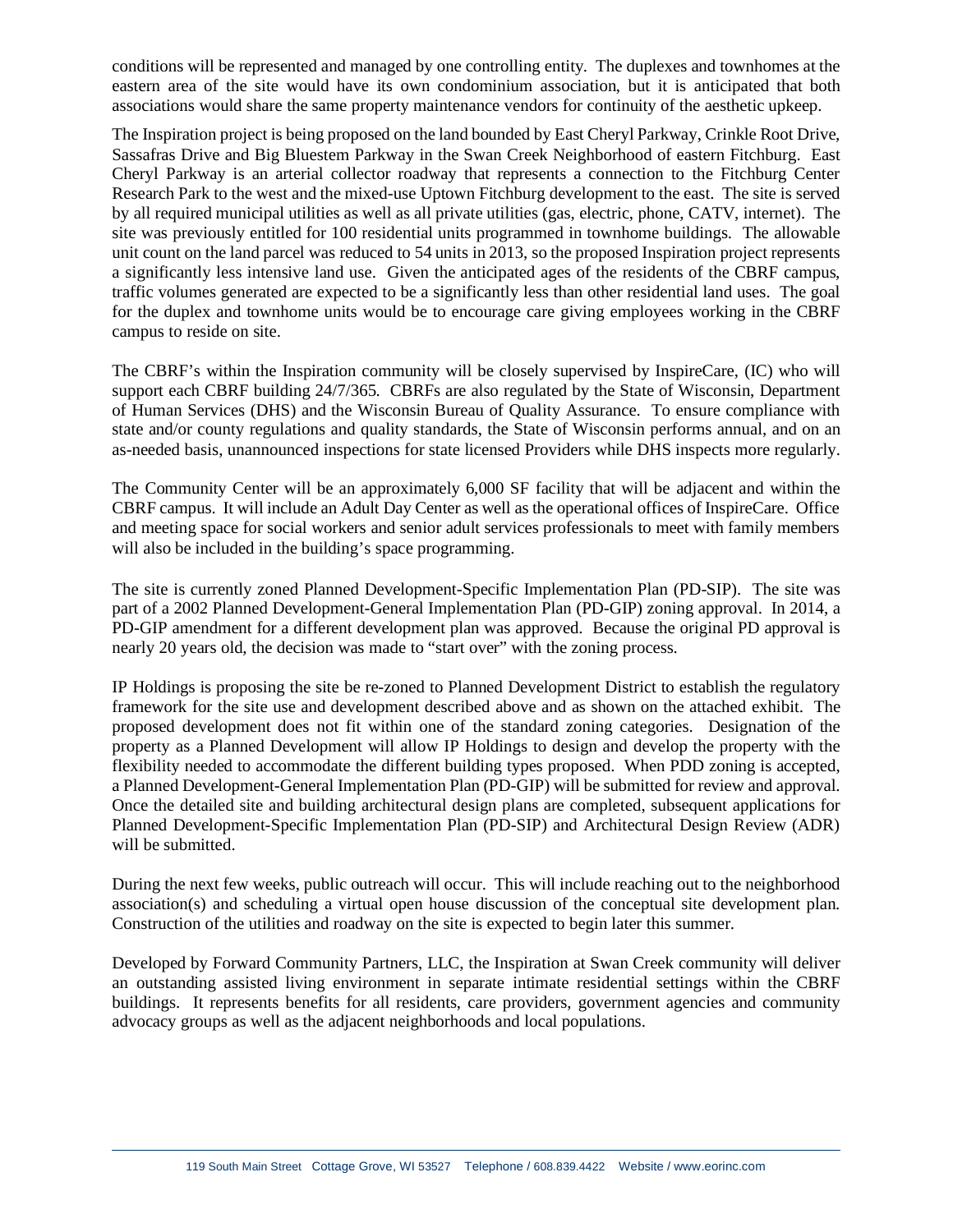conditions will be represented and managed by one controlling entity. The duplexes and townhomes at the eastern area of the site would have its own condominium association, but it is anticipated that both associations would share the same property maintenance vendors for continuity of the aesthetic upkeep.

The Inspiration project is being proposed on the land bounded by East Cheryl Parkway, Crinkle Root Drive, Sassafras Drive and Big Bluestem Parkway in the Swan Creek Neighborhood of eastern Fitchburg. East Cheryl Parkway is an arterial collector roadway that represents a connection to the Fitchburg Center Research Park to the west and the mixed-use Uptown Fitchburg development to the east. The site is served by all required municipal utilities as well as all private utilities (gas, electric, phone, CATV, internet). The site was previously entitled for 100 residential units programmed in townhome buildings. The allowable unit count on the land parcel was reduced to 54 units in 2013, so the proposed Inspiration project represents a significantly less intensive land use. Given the anticipated ages of the residents of the CBRF campus, traffic volumes generated are expected to be a significantly less than other residential land uses. The goal for the duplex and townhome units would be to encourage care giving employees working in the CBRF campus to reside on site.

The CBRF's within the Inspiration community will be closely supervised by InspireCare, (IC) who will support each CBRF building 24/7/365. CBRFs are also regulated by the State of Wisconsin, Department of Human Services (DHS) and the Wisconsin Bureau of Quality Assurance. To ensure compliance with state and/or county regulations and quality standards, the State of Wisconsin performs annual, and on an as-needed basis, unannounced inspections for state licensed Providers while DHS inspects more regularly.

The Community Center will be an approximately 6,000 SF facility that will be adjacent and within the CBRF campus. It will include an Adult Day Center as well as the operational offices of InspireCare. Office and meeting space for social workers and senior adult services professionals to meet with family members will also be included in the building's space programming.

The site is currently zoned Planned Development-Specific Implementation Plan (PD-SIP). The site was part of a 2002 Planned Development-General Implementation Plan (PD-GIP) zoning approval. In 2014, a PD-GIP amendment for a different development plan was approved. Because the original PD approval is nearly 20 years old, the decision was made to "start over" with the zoning process.

IP Holdings is proposing the site be re-zoned to Planned Development District to establish the regulatory framework for the site use and development described above and as shown on the attached exhibit. The proposed development does not fit within one of the standard zoning categories. Designation of the property as a Planned Development will allow IP Holdings to design and develop the property with the flexibility needed to accommodate the different building types proposed. When PDD zoning is accepted, a Planned Development-General Implementation Plan (PD-GIP) will be submitted for review and approval. Once the detailed site and building architectural design plans are completed, subsequent applications for Planned Development-Specific Implementation Plan (PD-SIP) and Architectural Design Review (ADR) will be submitted.

During the next few weeks, public outreach will occur. This will include reaching out to the neighborhood association(s) and scheduling a virtual open house discussion of the conceptual site development plan. Construction of the utilities and roadway on the site is expected to begin later this summer.

Developed by Forward Community Partners, LLC, the Inspiration at Swan Creek community will deliver an outstanding assisted living environment in separate intimate residential settings within the CBRF buildings. It represents benefits for all residents, care providers, government agencies and community advocacy groups as well as the adjacent neighborhoods and local populations.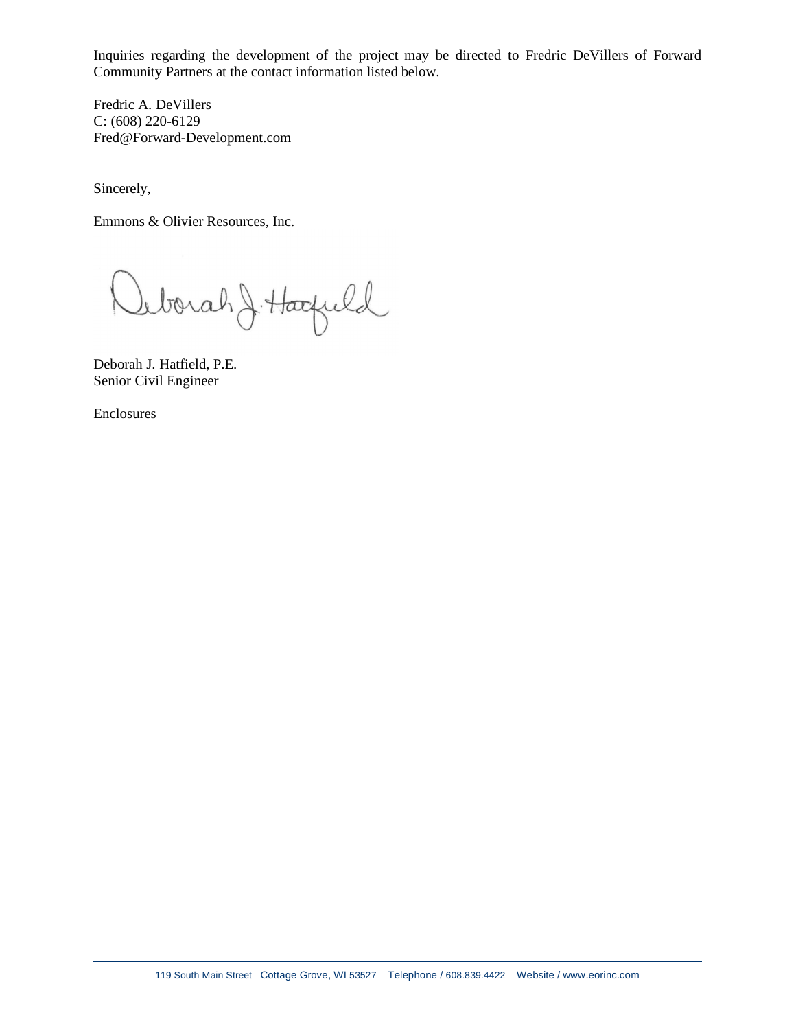Inquiries regarding the development of the project may be directed to Fredric DeVillers of Forward Community Partners at the contact information listed below.

Fredric A. DeVillers
C: (608) 220-6129
Fred@Forward-Development.com

Sincerely,

Emmons & Olivier Resources, Inc.

Deborah J. Hatfield

Deborah J. Hatfield, P.E.
Senior Civil Engineer

Enclosures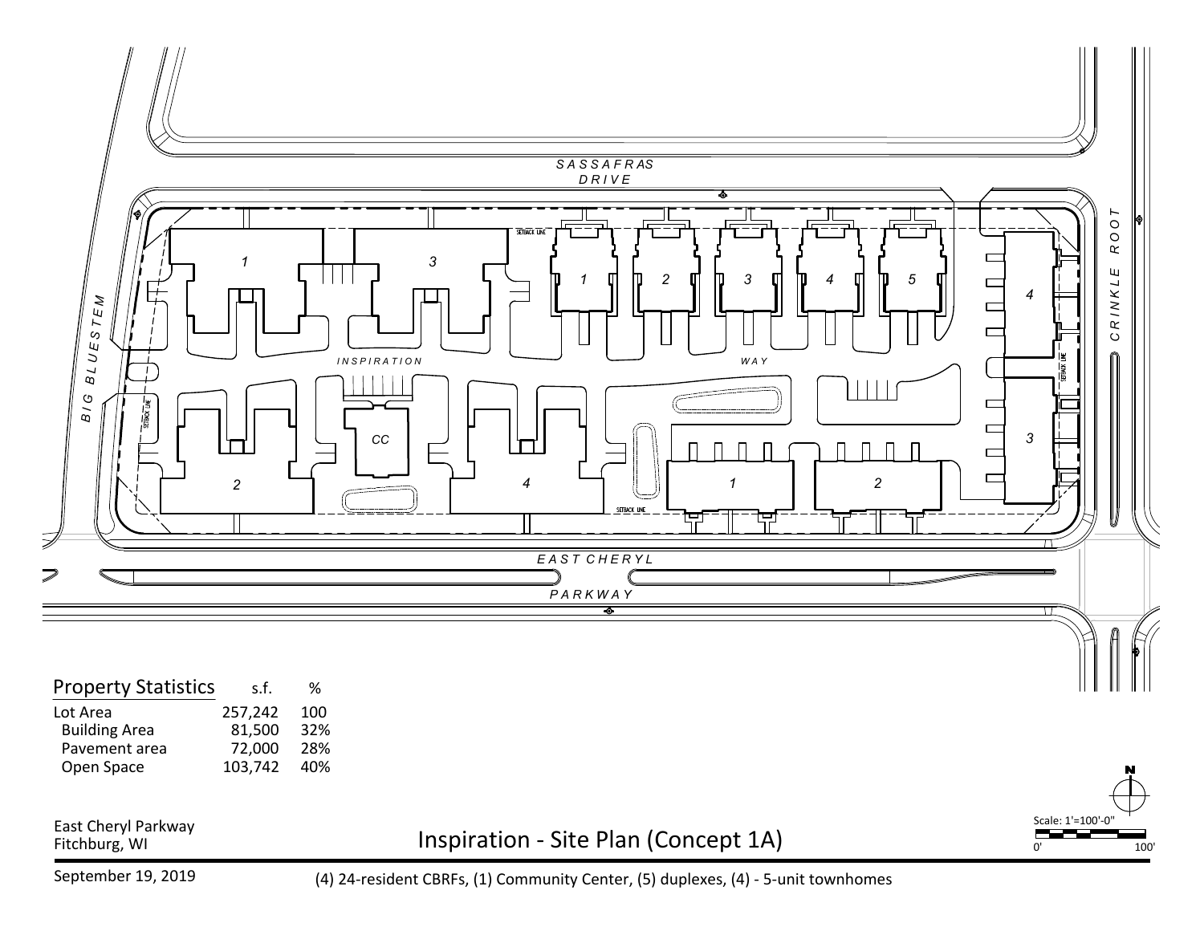SASSAFRAS DRIVE

INSPIRATION WAY

BIG BLUESTEM

CRINKLE ROOT

EAST CHERYL PARKWAY

SETBACK LINE

CC

1 2 3 4 5

## Property Statistics

| Property Statistics | s.f. | % |
|---|---|---|
| Lot Area | 257,242 | 100 |
| Building Area | 81,500 | 32% |
| Pavement area | 72,000 | 28% |
| Open Space | 103,742 | 40% |

N

Scale: 1'=100'-0"

0' 100'

East Cheryl Parkway
Fitchburg, WI

# Inspiration - Site Plan (Concept 1A)

September 19, 2019

(4) 24-resident CBRFs, (1) Community Center, (5) duplexes, (4) - 5-unit townhomes